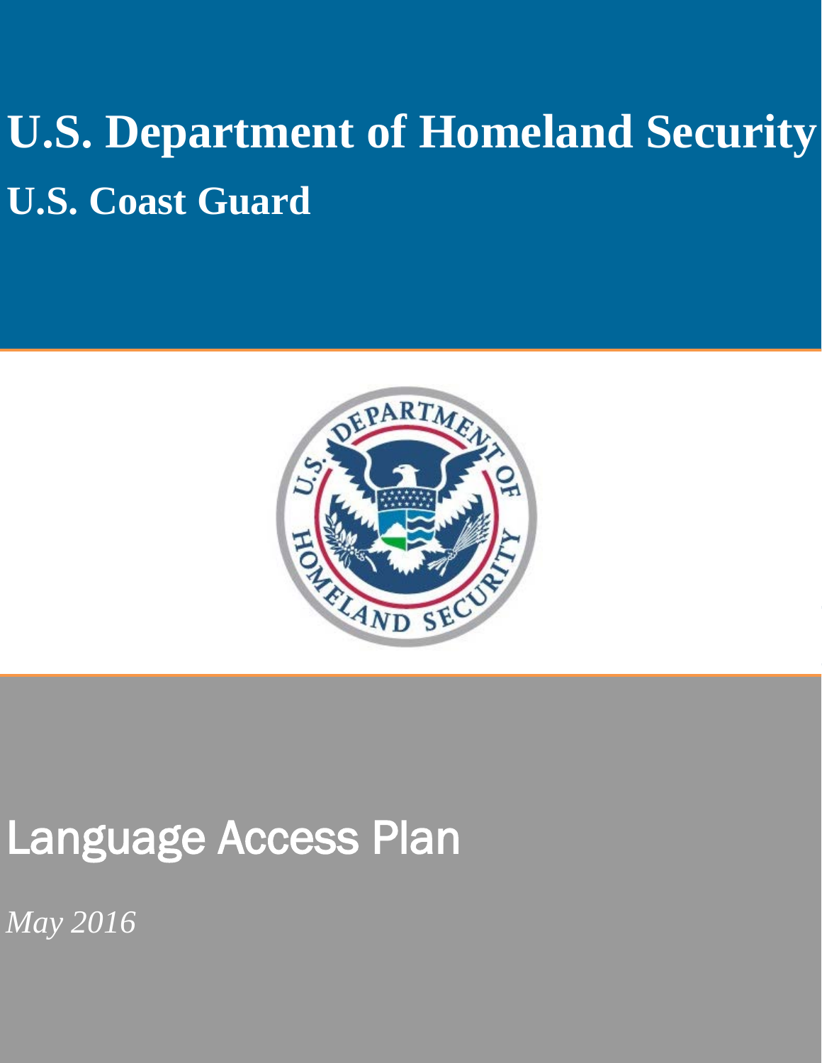# U.S. Department of Homeland Security

## U.S. Coast Guard

# Language Access Plan

*May 2016*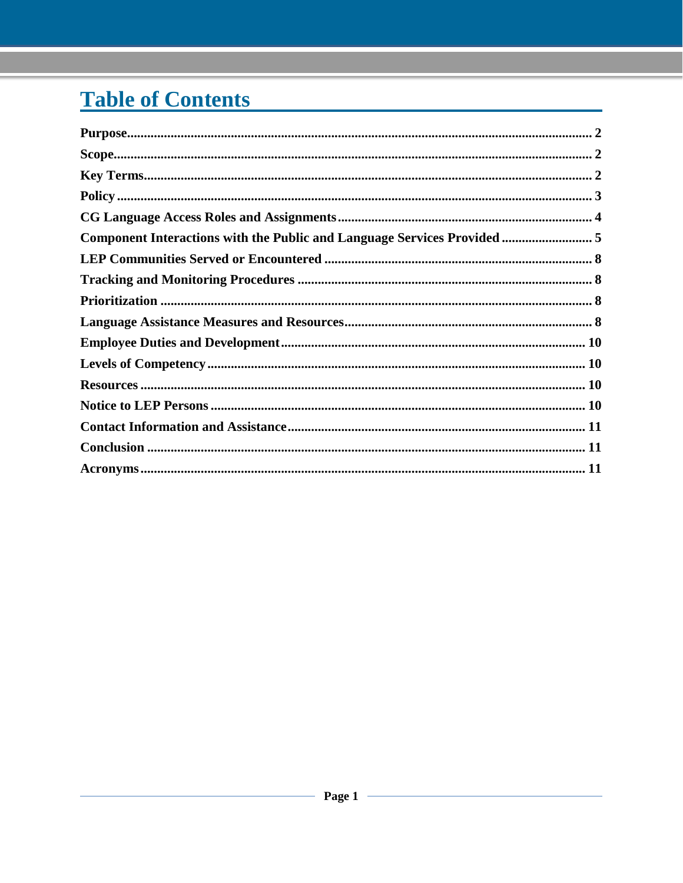# Table of Contents

**Purpose** ..... 2
**Scope** ..... 2
**Key Terms** ..... 2
**Policy** ..... 3
**CG Language Access Roles and Assignments** ..... 4
**Component Interactions with the Public and Language Services Provided** ..... 5
**LEP Communities Served or Encountered** ..... 8
**Tracking and Monitoring Procedures** ..... 8
**Prioritization** ..... 8
**Language Assistance Measures and Resources** ..... 8
**Employee Duties and Development** ..... 10
**Levels of Competency** ..... 10
**Resources** ..... 10
**Notice to LEP Persons** ..... 10
**Contact Information and Assistance** ..... 11
**Conclusion** ..... 11
**Acronyms** ..... 11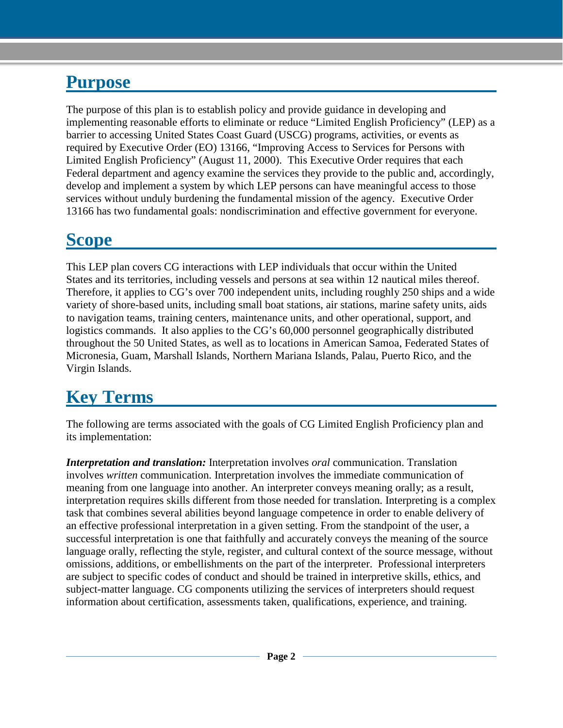## Purpose

The purpose of this plan is to establish policy and provide guidance in developing and implementing reasonable efforts to eliminate or reduce "Limited English Proficiency" (LEP) as a barrier to accessing United States Coast Guard (USCG) programs, activities, or events as required by Executive Order (EO) 13166, "Improving Access to Services for Persons with Limited English Proficiency" (August 11, 2000). This Executive Order requires that each Federal department and agency examine the services they provide to the public and, accordingly, develop and implement a system by which LEP persons can have meaningful access to those services without unduly burdening the fundamental mission of the agency. Executive Order 13166 has two fundamental goals: nondiscrimination and effective government for everyone.

## Scope

This LEP plan covers CG interactions with LEP individuals that occur within the United States and its territories, including vessels and persons at sea within 12 nautical miles thereof. Therefore, it applies to CG's over 700 independent units, including roughly 250 ships and a wide variety of shore-based units, including small boat stations, air stations, marine safety units, aids to navigation teams, training centers, maintenance units, and other operational, support, and logistics commands. It also applies to the CG's 60,000 personnel geographically distributed throughout the 50 United States, as well as to locations in American Samoa, Federated States of Micronesia, Guam, Marshall Islands, Northern Mariana Islands, Palau, Puerto Rico, and the Virgin Islands.

## Key Terms

The following are terms associated with the goals of CG Limited English Proficiency plan and its implementation:

***Interpretation and translation:*** Interpretation involves *oral* communication. Translation involves *written* communication. Interpretation involves the immediate communication of meaning from one language into another. An interpreter conveys meaning orally; as a result, interpretation requires skills different from those needed for translation. Interpreting is a complex task that combines several abilities beyond language competence in order to enable delivery of an effective professional interpretation in a given setting. From the standpoint of the user, a successful interpretation is one that faithfully and accurately conveys the meaning of the source language orally, reflecting the style, register, and cultural context of the source message, without omissions, additions, or embellishments on the part of the interpreter. Professional interpreters are subject to specific codes of conduct and should be trained in interpretive skills, ethics, and subject-matter language. CG components utilizing the services of interpreters should request information about certification, assessments taken, qualifications, experience, and training.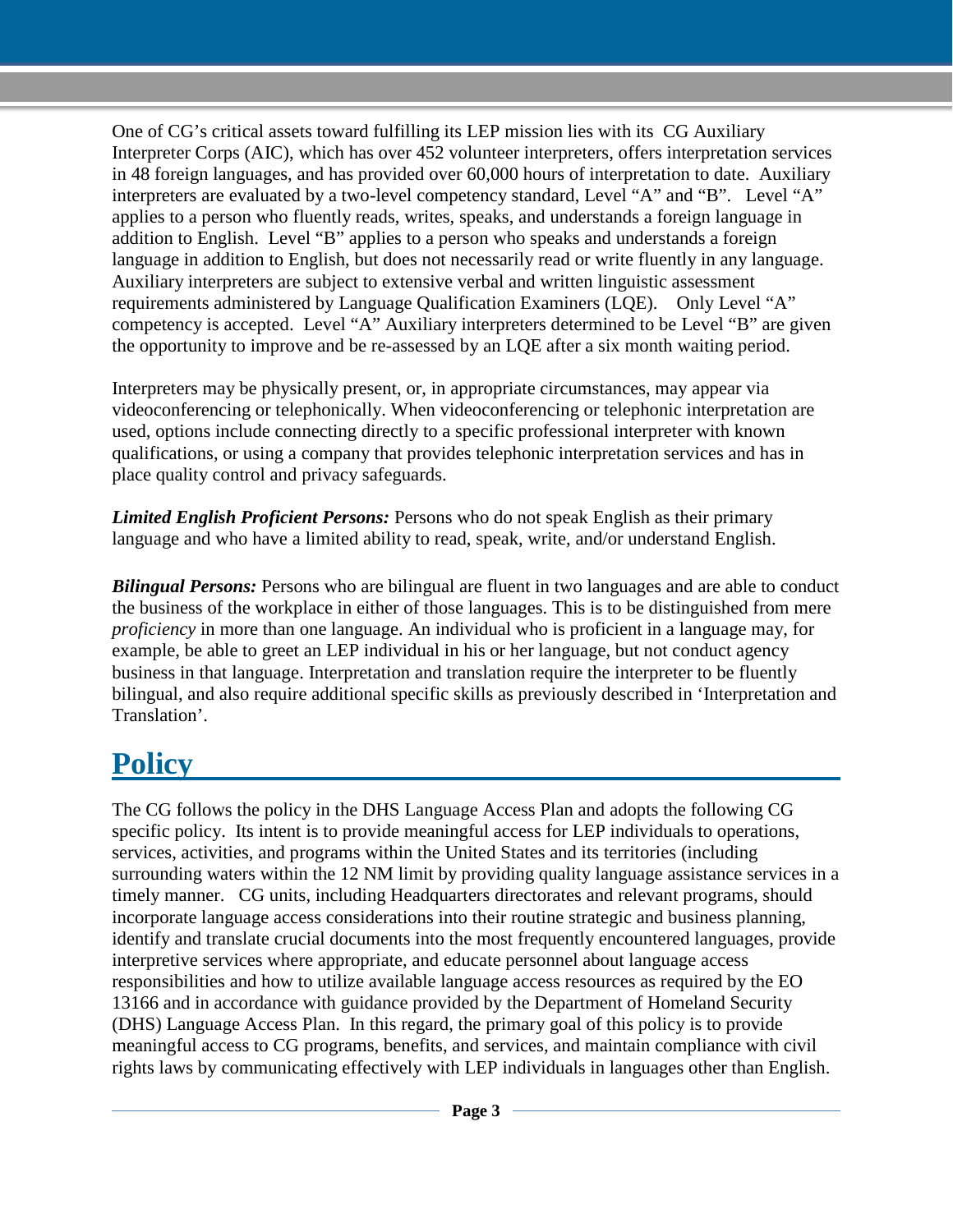One of CG's critical assets toward fulfilling its LEP mission lies with its CG Auxiliary Interpreter Corps (AIC), which has over 452 volunteer interpreters, offers interpretation services in 48 foreign languages, and has provided over 60,000 hours of interpretation to date. Auxiliary interpreters are evaluated by a two-level competency standard, Level "A" and "B". Level "A" applies to a person who fluently reads, writes, speaks, and understands a foreign language in addition to English. Level "B" applies to a person who speaks and understands a foreign language in addition to English, but does not necessarily read or write fluently in any language. Auxiliary interpreters are subject to extensive verbal and written linguistic assessment requirements administered by Language Qualification Examiners (LQE). Only Level "A" competency is accepted. Level "A" Auxiliary interpreters determined to be Level "B" are given the opportunity to improve and be re-assessed by an LQE after a six month waiting period.

Interpreters may be physically present, or, in appropriate circumstances, may appear via videoconferencing or telephonically. When videoconferencing or telephonic interpretation are used, options include connecting directly to a specific professional interpreter with known qualifications, or using a company that provides telephonic interpretation services and has in place quality control and privacy safeguards.

***Limited English Proficient Persons:*** Persons who do not speak English as their primary language and who have a limited ability to read, speak, write, and/or understand English.

***Bilingual Persons:*** Persons who are bilingual are fluent in two languages and are able to conduct the business of the workplace in either of those languages. This is to be distinguished from mere *proficiency* in more than one language. An individual who is proficient in a language may, for example, be able to greet an LEP individual in his or her language, but not conduct agency business in that language. Interpretation and translation require the interpreter to be fluently bilingual, and also require additional specific skills as previously described in 'Interpretation and Translation'.

# Policy

The CG follows the policy in the DHS Language Access Plan and adopts the following CG specific policy. Its intent is to provide meaningful access for LEP individuals to operations, services, activities, and programs within the United States and its territories (including surrounding waters within the 12 NM limit by providing quality language assistance services in a timely manner. CG units, including Headquarters directorates and relevant programs, should incorporate language access considerations into their routine strategic and business planning, identify and translate crucial documents into the most frequently encountered languages, provide interpretive services where appropriate, and educate personnel about language access responsibilities and how to utilize available language access resources as required by the EO 13166 and in accordance with guidance provided by the Department of Homeland Security (DHS) Language Access Plan. In this regard, the primary goal of this policy is to provide meaningful access to CG programs, benefits, and services, and maintain compliance with civil rights laws by communicating effectively with LEP individuals in languages other than English.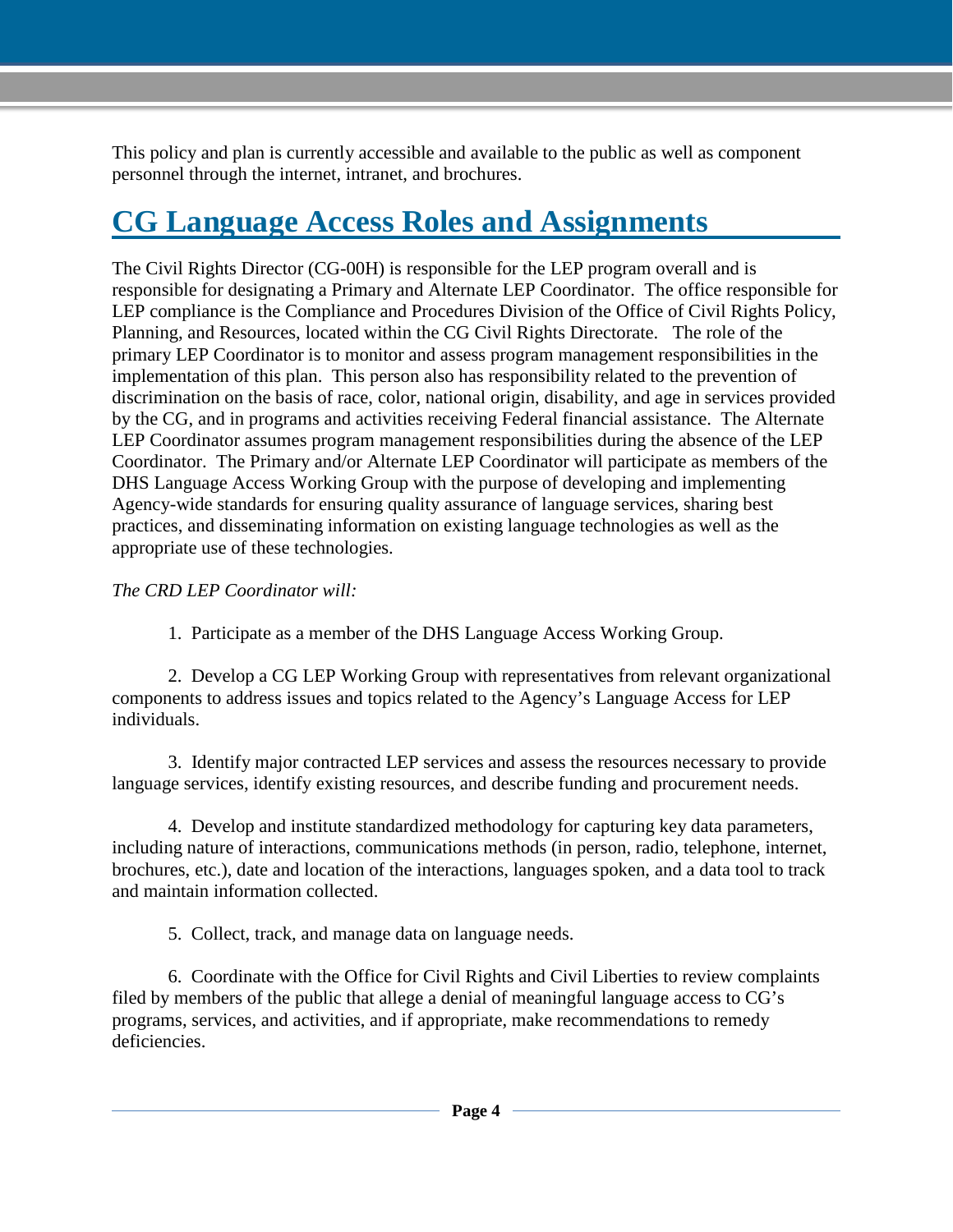This policy and plan is currently accessible and available to the public as well as component personnel through the internet, intranet, and brochures.

## CG Language Access Roles and Assignments

The Civil Rights Director (CG-00H) is responsible for the LEP program overall and is responsible for designating a Primary and Alternate LEP Coordinator. The office responsible for LEP compliance is the Compliance and Procedures Division of the Office of Civil Rights Policy, Planning, and Resources, located within the CG Civil Rights Directorate. The role of the primary LEP Coordinator is to monitor and assess program management responsibilities in the implementation of this plan. This person also has responsibility related to the prevention of discrimination on the basis of race, color, national origin, disability, and age in services provided by the CG, and in programs and activities receiving Federal financial assistance. The Alternate LEP Coordinator assumes program management responsibilities during the absence of the LEP Coordinator. The Primary and/or Alternate LEP Coordinator will participate as members of the DHS Language Access Working Group with the purpose of developing and implementing Agency-wide standards for ensuring quality assurance of language services, sharing best practices, and disseminating information on existing language technologies as well as the appropriate use of these technologies.

*The CRD LEP Coordinator will:*

1. Participate as a member of the DHS Language Access Working Group.

2. Develop a CG LEP Working Group with representatives from relevant organizational components to address issues and topics related to the Agency's Language Access for LEP individuals.

3. Identify major contracted LEP services and assess the resources necessary to provide language services, identify existing resources, and describe funding and procurement needs.

4. Develop and institute standardized methodology for capturing key data parameters, including nature of interactions, communications methods (in person, radio, telephone, internet, brochures, etc.), date and location of the interactions, languages spoken, and a data tool to track and maintain information collected.

5. Collect, track, and manage data on language needs.

6. Coordinate with the Office for Civil Rights and Civil Liberties to review complaints filed by members of the public that allege a denial of meaningful language access to CG's programs, services, and activities, and if appropriate, make recommendations to remedy deficiencies.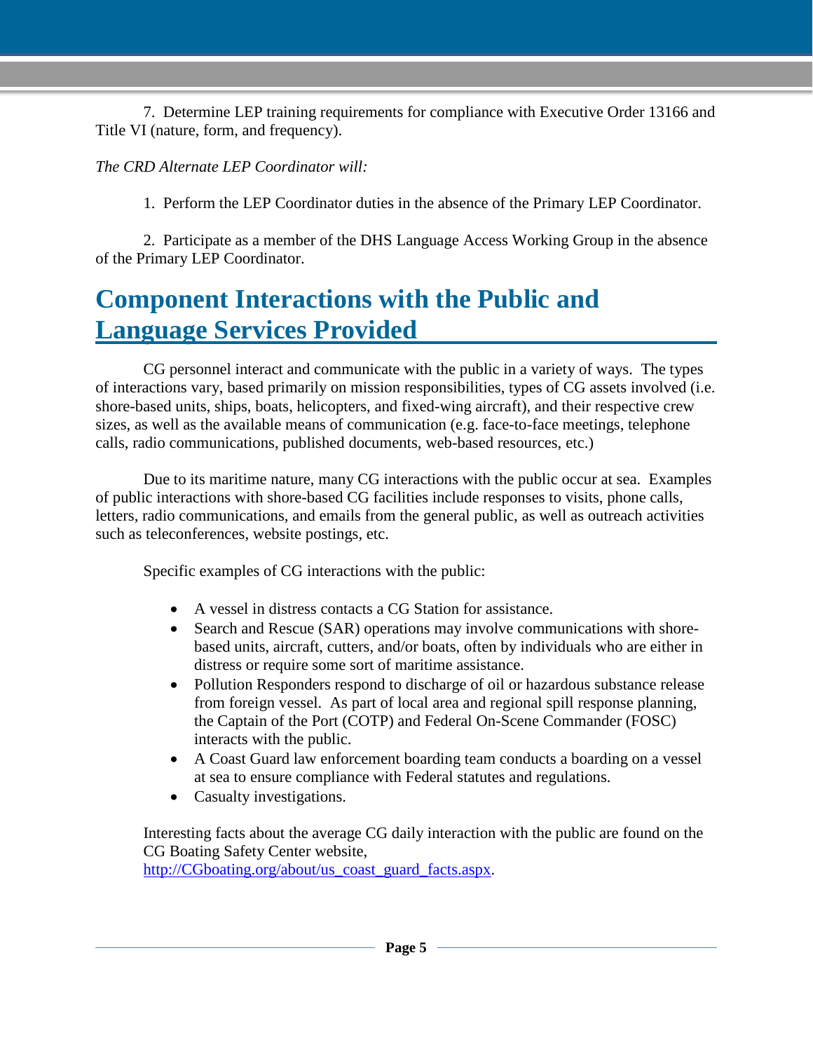7. Determine LEP training requirements for compliance with Executive Order 13166 and Title VI (nature, form, and frequency).

*The CRD Alternate LEP Coordinator will:*

1. Perform the LEP Coordinator duties in the absence of the Primary LEP Coordinator.

2. Participate as a member of the DHS Language Access Working Group in the absence of the Primary LEP Coordinator.

# Component Interactions with the Public and Language Services Provided

CG personnel interact and communicate with the public in a variety of ways. The types of interactions vary, based primarily on mission responsibilities, types of CG assets involved (i.e. shore-based units, ships, boats, helicopters, and fixed-wing aircraft), and their respective crew sizes, as well as the available means of communication (e.g. face-to-face meetings, telephone calls, radio communications, published documents, web-based resources, etc.)

Due to its maritime nature, many CG interactions with the public occur at sea. Examples of public interactions with shore-based CG facilities include responses to visits, phone calls, letters, radio communications, and emails from the general public, as well as outreach activities such as teleconferences, website postings, etc.

Specific examples of CG interactions with the public:

- A vessel in distress contacts a CG Station for assistance.
- Search and Rescue (SAR) operations may involve communications with shore-based units, aircraft, cutters, and/or boats, often by individuals who are either in distress or require some sort of maritime assistance.
- Pollution Responders respond to discharge of oil or hazardous substance release from foreign vessel. As part of local area and regional spill response planning, the Captain of the Port (COTP) and Federal On-Scene Commander (FOSC) interacts with the public.
- A Coast Guard law enforcement boarding team conducts a boarding on a vessel at sea to ensure compliance with Federal statutes and regulations.
- Casualty investigations.

Interesting facts about the average CG daily interaction with the public are found on the CG Boating Safety Center website, [http://CGboating.org/about/us_coast_guard_facts.aspx](http://CGboating.org/about/us_coast_guard_facts.aspx).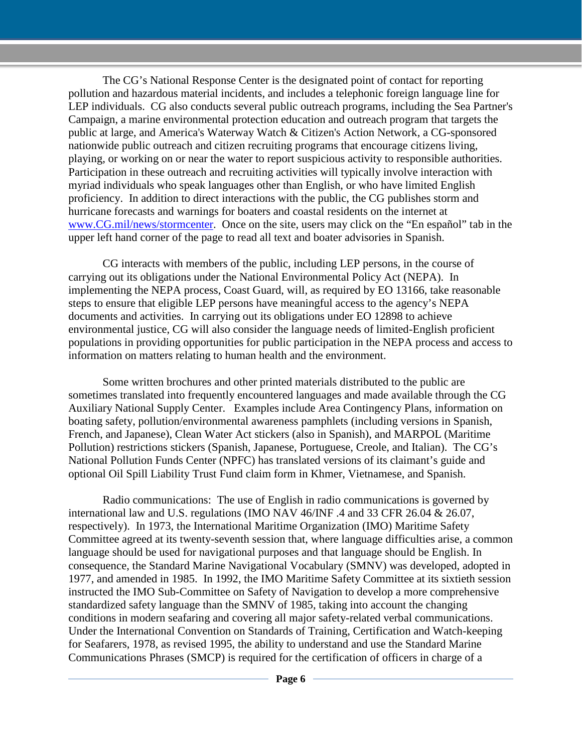The CG's National Response Center is the designated point of contact for reporting pollution and hazardous material incidents, and includes a telephonic foreign language line for LEP individuals. CG also conducts several public outreach programs, including the Sea Partner's Campaign, a marine environmental protection education and outreach program that targets the public at large, and America's Waterway Watch & Citizen's Action Network, a CG-sponsored nationwide public outreach and citizen recruiting programs that encourage citizens living, playing, or working on or near the water to report suspicious activity to responsible authorities. Participation in these outreach and recruiting activities will typically involve interaction with myriad individuals who speak languages other than English, or who have limited English proficiency. In addition to direct interactions with the public, the CG publishes storm and hurricane forecasts and warnings for boaters and coastal residents on the internet at [www.CG.mil/news/stormcenter](www.CG.mil/news/stormcenter). Once on the site, users may click on the "En español" tab in the upper left hand corner of the page to read all text and boater advisories in Spanish.

CG interacts with members of the public, including LEP persons, in the course of carrying out its obligations under the National Environmental Policy Act (NEPA). In implementing the NEPA process, Coast Guard, will, as required by EO 13166, take reasonable steps to ensure that eligible LEP persons have meaningful access to the agency's NEPA documents and activities. In carrying out its obligations under EO 12898 to achieve environmental justice, CG will also consider the language needs of limited-English proficient populations in providing opportunities for public participation in the NEPA process and access to information on matters relating to human health and the environment.

Some written brochures and other printed materials distributed to the public are sometimes translated into frequently encountered languages and made available through the CG Auxiliary National Supply Center. Examples include Area Contingency Plans, information on boating safety, pollution/environmental awareness pamphlets (including versions in Spanish, French, and Japanese), Clean Water Act stickers (also in Spanish), and MARPOL (Maritime Pollution) restrictions stickers (Spanish, Japanese, Portuguese, Creole, and Italian). The CG's National Pollution Funds Center (NPFC) has translated versions of its claimant's guide and optional Oil Spill Liability Trust Fund claim form in Khmer, Vietnamese, and Spanish.

Radio communications: The use of English in radio communications is governed by international law and U.S. regulations (IMO NAV 46/INF .4 and 33 CFR 26.04 & 26.07, respectively). In 1973, the International Maritime Organization (IMO) Maritime Safety Committee agreed at its twenty-seventh session that, where language difficulties arise, a common language should be used for navigational purposes and that language should be English. In consequence, the Standard Marine Navigational Vocabulary (SMNV) was developed, adopted in 1977, and amended in 1985. In 1992, the IMO Maritime Safety Committee at its sixtieth session instructed the IMO Sub-Committee on Safety of Navigation to develop a more comprehensive standardized safety language than the SMNV of 1985, taking into account the changing conditions in modern seafaring and covering all major safety-related verbal communications. Under the International Convention on Standards of Training, Certification and Watch-keeping for Seafarers, 1978, as revised 1995, the ability to understand and use the Standard Marine Communications Phrases (SMCP) is required for the certification of officers in charge of a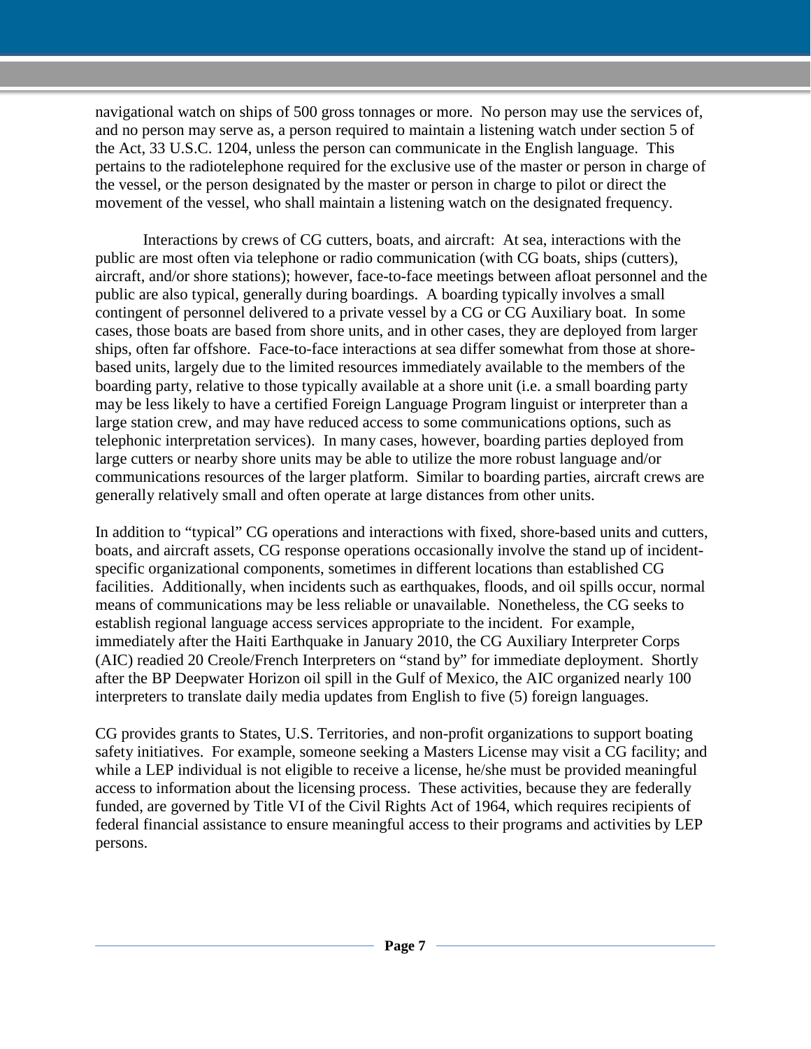navigational watch on ships of 500 gross tonnages or more. No person may use the services of, and no person may serve as, a person required to maintain a listening watch under section 5 of the Act, 33 U.S.C. 1204, unless the person can communicate in the English language. This pertains to the radiotelephone required for the exclusive use of the master or person in charge of the vessel, or the person designated by the master or person in charge to pilot or direct the movement of the vessel, who shall maintain a listening watch on the designated frequency.

Interactions by crews of CG cutters, boats, and aircraft: At sea, interactions with the public are most often via telephone or radio communication (with CG boats, ships (cutters), aircraft, and/or shore stations); however, face-to-face meetings between afloat personnel and the public are also typical, generally during boardings. A boarding typically involves a small contingent of personnel delivered to a private vessel by a CG or CG Auxiliary boat. In some cases, those boats are based from shore units, and in other cases, they are deployed from larger ships, often far offshore. Face-to-face interactions at sea differ somewhat from those at shore-based units, largely due to the limited resources immediately available to the members of the boarding party, relative to those typically available at a shore unit (i.e. a small boarding party may be less likely to have a certified Foreign Language Program linguist or interpreter than a large station crew, and may have reduced access to some communications options, such as telephonic interpretation services). In many cases, however, boarding parties deployed from large cutters or nearby shore units may be able to utilize the more robust language and/or communications resources of the larger platform. Similar to boarding parties, aircraft crews are generally relatively small and often operate at large distances from other units.

In addition to "typical" CG operations and interactions with fixed, shore-based units and cutters, boats, and aircraft assets, CG response operations occasionally involve the stand up of incident-specific organizational components, sometimes in different locations than established CG facilities. Additionally, when incidents such as earthquakes, floods, and oil spills occur, normal means of communications may be less reliable or unavailable. Nonetheless, the CG seeks to establish regional language access services appropriate to the incident. For example, immediately after the Haiti Earthquake in January 2010, the CG Auxiliary Interpreter Corps (AIC) readied 20 Creole/French Interpreters on "stand by" for immediate deployment. Shortly after the BP Deepwater Horizon oil spill in the Gulf of Mexico, the AIC organized nearly 100 interpreters to translate daily media updates from English to five (5) foreign languages.

CG provides grants to States, U.S. Territories, and non-profit organizations to support boating safety initiatives. For example, someone seeking a Masters License may visit a CG facility; and while a LEP individual is not eligible to receive a license, he/she must be provided meaningful access to information about the licensing process. These activities, because they are federally funded, are governed by Title VI of the Civil Rights Act of 1964, which requires recipients of federal financial assistance to ensure meaningful access to their programs and activities by LEP persons.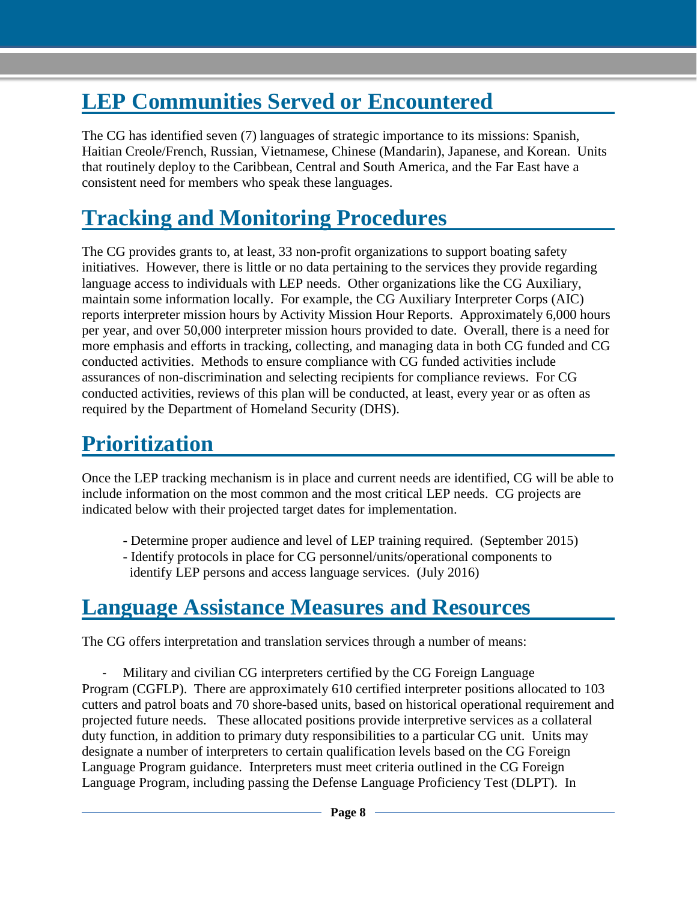## LEP Communities Served or Encountered

The CG has identified seven (7) languages of strategic importance to its missions: Spanish, Haitian Creole/French, Russian, Vietnamese, Chinese (Mandarin), Japanese, and Korean. Units that routinely deploy to the Caribbean, Central and South America, and the Far East have a consistent need for members who speak these languages.

## Tracking and Monitoring Procedures

The CG provides grants to, at least, 33 non-profit organizations to support boating safety initiatives. However, there is little or no data pertaining to the services they provide regarding language access to individuals with LEP needs. Other organizations like the CG Auxiliary, maintain some information locally. For example, the CG Auxiliary Interpreter Corps (AIC) reports interpreter mission hours by Activity Mission Hour Reports. Approximately 6,000 hours per year, and over 50,000 interpreter mission hours provided to date. Overall, there is a need for more emphasis and efforts in tracking, collecting, and managing data in both CG funded and CG conducted activities. Methods to ensure compliance with CG funded activities include assurances of non-discrimination and selecting recipients for compliance reviews. For CG conducted activities, reviews of this plan will be conducted, at least, every year or as often as required by the Department of Homeland Security (DHS).

## Prioritization

Once the LEP tracking mechanism is in place and current needs are identified, CG will be able to include information on the most common and the most critical LEP needs. CG projects are indicated below with their projected target dates for implementation.

- Determine proper audience and level of LEP training required. (September 2015)
- Identify protocols in place for CG personnel/units/operational components to identify LEP persons and access language services. (July 2016)

## Language Assistance Measures and Resources

The CG offers interpretation and translation services through a number of means:

- Military and civilian CG interpreters certified by the CG Foreign Language Program (CGFLP). There are approximately 610 certified interpreter positions allocated to 103 cutters and patrol boats and 70 shore-based units, based on historical operational requirement and projected future needs. These allocated positions provide interpretive services as a collateral duty function, in addition to primary duty responsibilities to a particular CG unit. Units may designate a number of interpreters to certain qualification levels based on the CG Foreign Language Program guidance. Interpreters must meet criteria outlined in the CG Foreign Language Program, including passing the Defense Language Proficiency Test (DLPT). In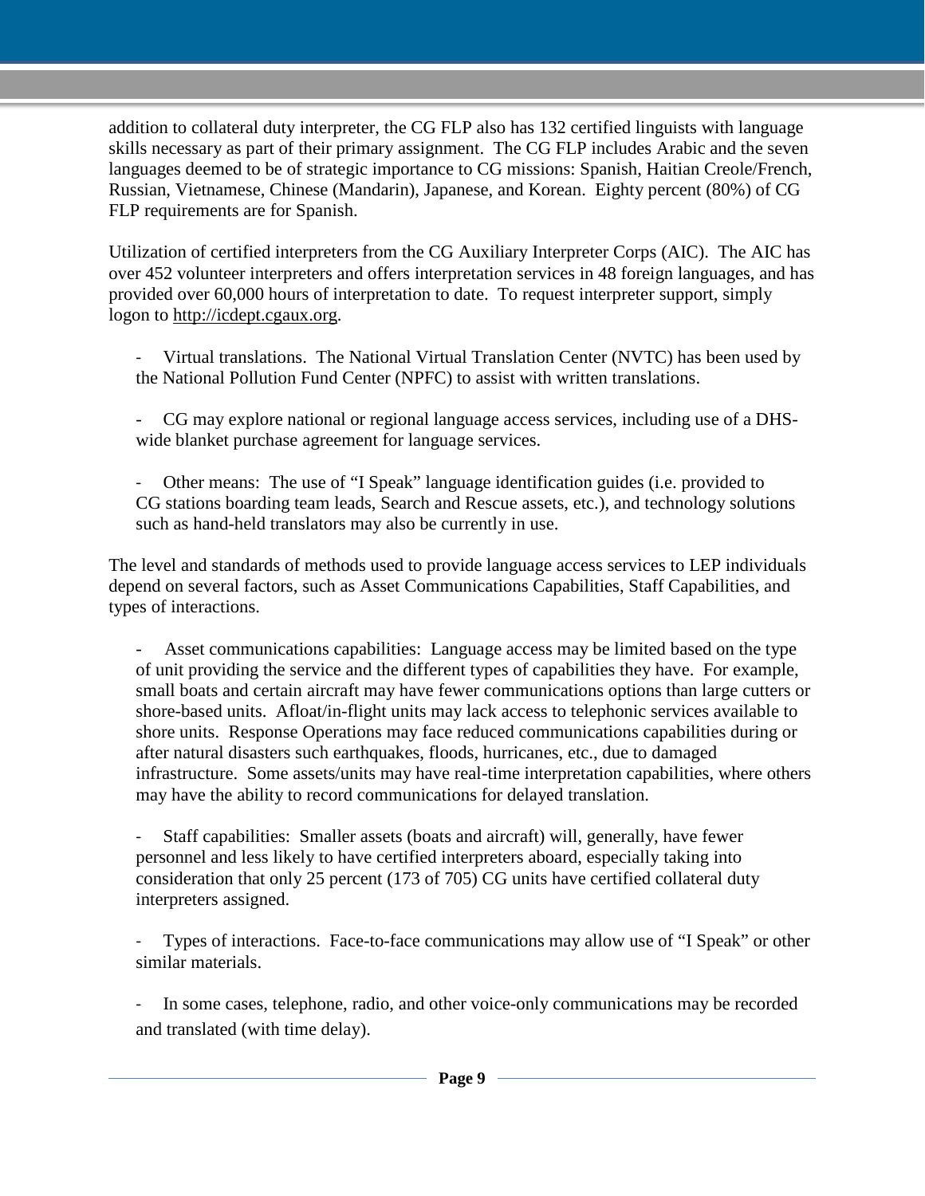addition to collateral duty interpreter, the CG FLP also has 132 certified linguists with language skills necessary as part of their primary assignment. The CG FLP includes Arabic and the seven languages deemed to be of strategic importance to CG missions: Spanish, Haitian Creole/French, Russian, Vietnamese, Chinese (Mandarin), Japanese, and Korean. Eighty percent (80%) of CG FLP requirements are for Spanish.

Utilization of certified interpreters from the CG Auxiliary Interpreter Corps (AIC). The AIC has over 452 volunteer interpreters and offers interpretation services in 48 foreign languages, and has provided over 60,000 hours of interpretation to date. To request interpreter support, simply logon to http://icdept.cgaux.org.

- Virtual translations. The National Virtual Translation Center (NVTC) has been used by the National Pollution Fund Center (NPFC) to assist with written translations.

- CG may explore national or regional language access services, including use of a DHS-wide blanket purchase agreement for language services.

- Other means: The use of "I Speak" language identification guides (i.e. provided to CG stations boarding team leads, Search and Rescue assets, etc.), and technology solutions such as hand-held translators may also be currently in use.

The level and standards of methods used to provide language access services to LEP individuals depend on several factors, such as Asset Communications Capabilities, Staff Capabilities, and types of interactions.

- Asset communications capabilities: Language access may be limited based on the type of unit providing the service and the different types of capabilities they have. For example, small boats and certain aircraft may have fewer communications options than large cutters or shore-based units. Afloat/in-flight units may lack access to telephonic services available to shore units. Response Operations may face reduced communications capabilities during or after natural disasters such earthquakes, floods, hurricanes, etc., due to damaged infrastructure. Some assets/units may have real-time interpretation capabilities, where others may have the ability to record communications for delayed translation.

- Staff capabilities: Smaller assets (boats and aircraft) will, generally, have fewer personnel and less likely to have certified interpreters aboard, especially taking into consideration that only 25 percent (173 of 705) CG units have certified collateral duty interpreters assigned.

- Types of interactions. Face-to-face communications may allow use of "I Speak" or other similar materials.

- In some cases, telephone, radio, and other voice-only communications may be recorded and translated (with time delay).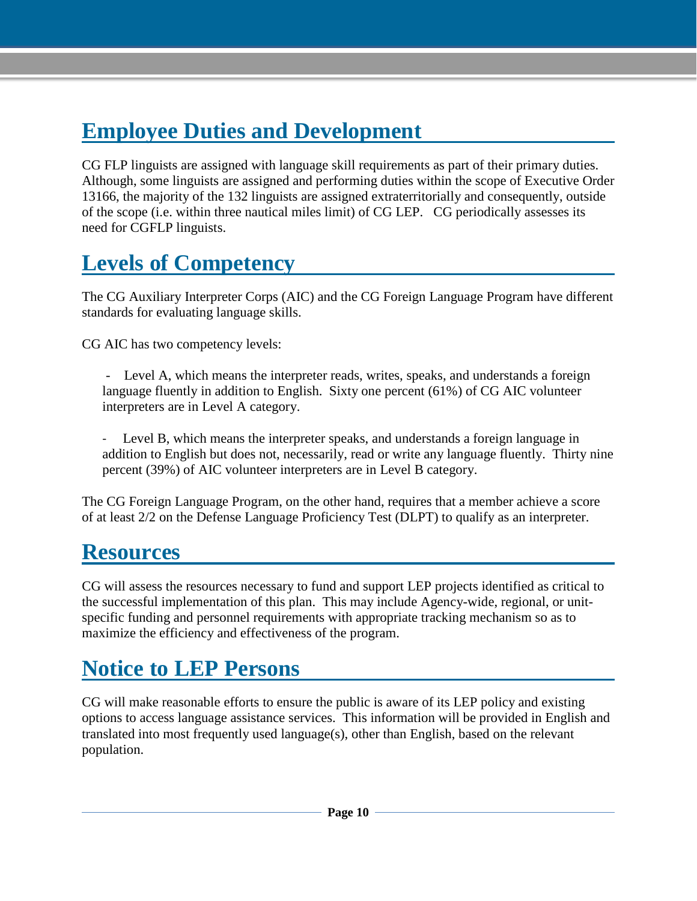## Employee Duties and Development

CG FLP linguists are assigned with language skill requirements as part of their primary duties. Although, some linguists are assigned and performing duties within the scope of Executive Order 13166, the majority of the 132 linguists are assigned extraterritorially and consequently, outside of the scope (i.e. within three nautical miles limit) of CG LEP. CG periodically assesses its need for CGFLP linguists.

## Levels of Competency

The CG Auxiliary Interpreter Corps (AIC) and the CG Foreign Language Program have different standards for evaluating language skills.

CG AIC has two competency levels:

- Level A, which means the interpreter reads, writes, speaks, and understands a foreign language fluently in addition to English. Sixty one percent (61%) of CG AIC volunteer interpreters are in Level A category.

- Level B, which means the interpreter speaks, and understands a foreign language in addition to English but does not, necessarily, read or write any language fluently. Thirty nine percent (39%) of AIC volunteer interpreters are in Level B category.

The CG Foreign Language Program, on the other hand, requires that a member achieve a score of at least 2/2 on the Defense Language Proficiency Test (DLPT) to qualify as an interpreter.

## Resources

CG will assess the resources necessary to fund and support LEP projects identified as critical to the successful implementation of this plan. This may include Agency-wide, regional, or unit-specific funding and personnel requirements with appropriate tracking mechanism so as to maximize the efficiency and effectiveness of the program.

## Notice to LEP Persons

CG will make reasonable efforts to ensure the public is aware of its LEP policy and existing options to access language assistance services. This information will be provided in English and translated into most frequently used language(s), other than English, based on the relevant population.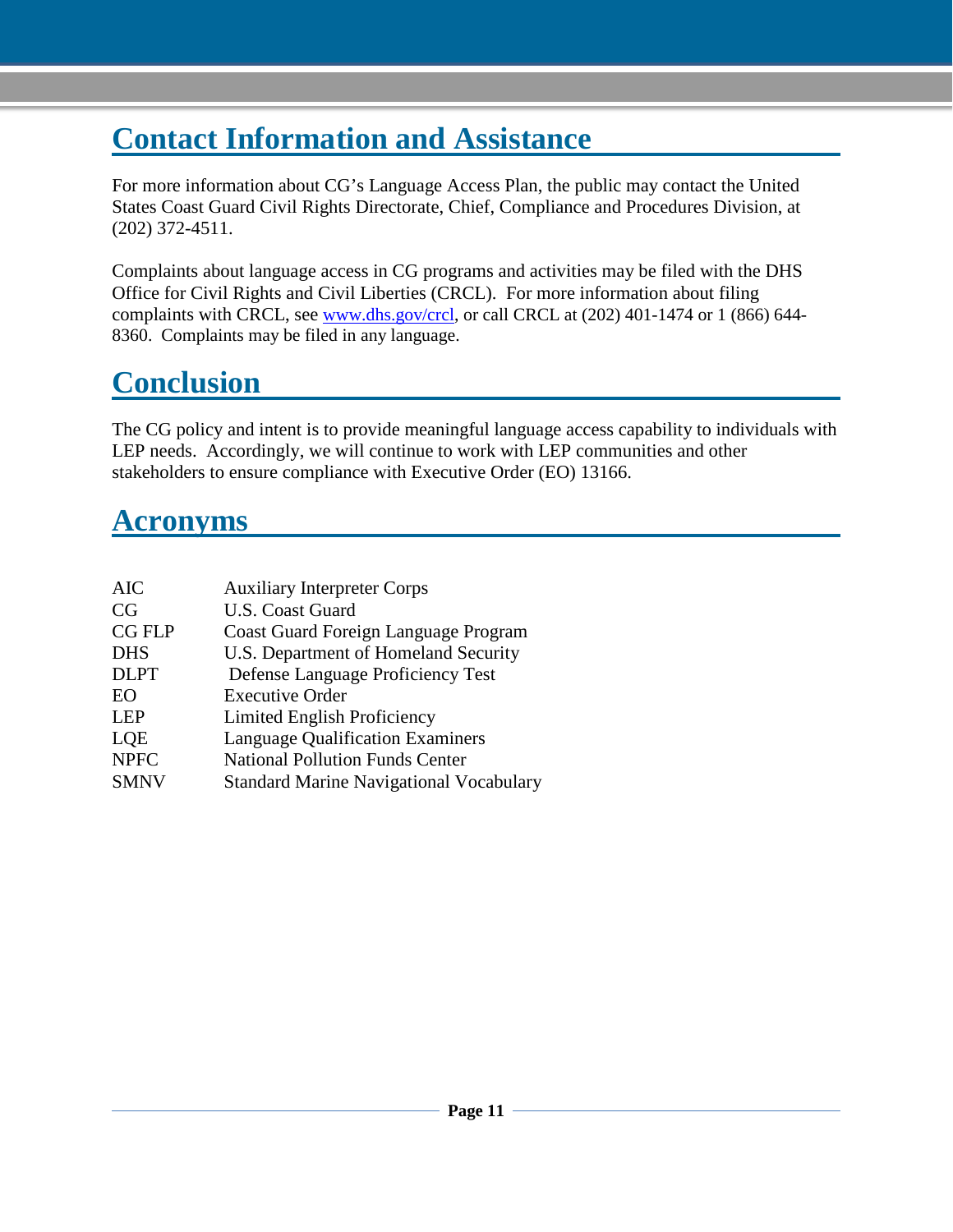# Contact Information and Assistance

For more information about CG's Language Access Plan, the public may contact the United States Coast Guard Civil Rights Directorate, Chief, Compliance and Procedures Division, at (202) 372-4511.

Complaints about language access in CG programs and activities may be filed with the DHS Office for Civil Rights and Civil Liberties (CRCL). For more information about filing complaints with CRCL, see [www.dhs.gov/crcl](www.dhs.gov/crcl), or call CRCL at (202) 401-1474 or 1 (866) 644-8360. Complaints may be filed in any language.

# Conclusion

The CG policy and intent is to provide meaningful language access capability to individuals with LEP needs. Accordingly, we will continue to work with LEP communities and other stakeholders to ensure compliance with Executive Order (EO) 13166.

# Acronyms

| | |
|---|---|
| AIC | Auxiliary Interpreter Corps |
| CG | U.S. Coast Guard |
| CG FLP | Coast Guard Foreign Language Program |
| DHS | U.S. Department of Homeland Security |
| DLPT | Defense Language Proficiency Test |
| EO | Executive Order |
| LEP | Limited English Proficiency |
| LQE | Language Qualification Examiners |
| NPFC | National Pollution Funds Center |
| SMNV | Standard Marine Navigational Vocabulary |